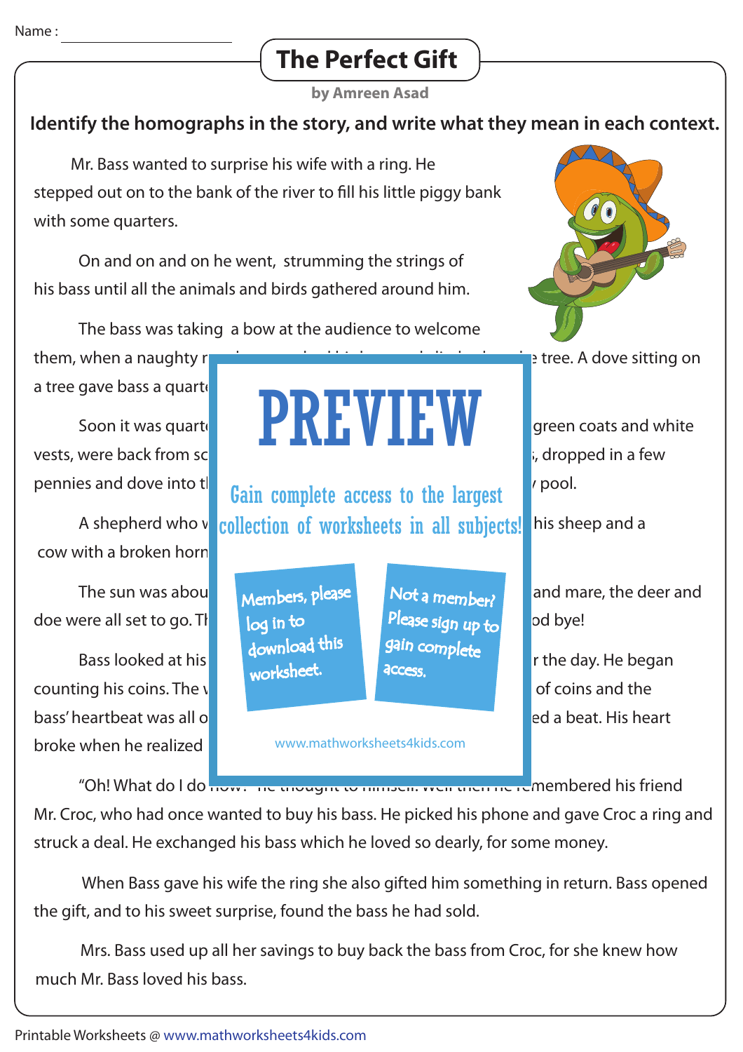Name : ____________________

# The Perfect Gift

**by Amreen Asad**

**Identify the homographs in the story, and write what they mean in each context.**

Mr. Bass wanted to surprise his wife with a ring. He stepped out on to the bank of the river to fill his little piggy bank with some quarters.

On and on and on he went, strumming the strings of his bass until all the animals and birds gathered around him.

The bass was taking a bow at the audience to welcome them, when a naughty r... e tree. A dove sitting on a tree gave bass a quart...

Soon it was quart... green coats and white vests, were back from sc... , dropped in a few pennies and dove into t... pool.

A shepherd who v... his sheep and a cow with a broken horn...

The sun was abou... and mare, the deer and doe were all set to go. Th... od bye!

Bass looked at his... r the day. He began counting his coins. The v... of coins and the bass' heartbeat was all o... ed a beat. His heart broke when he realized...

"Oh! What do I do... emembered his friend Mr. Croc, who had once wanted to buy his bass. He picked his phone and gave Croc a ring and struck a deal. He exchanged his bass which he loved so dearly, for some money.

When Bass gave his wife the ring she also gifted him something in return. Bass opened the gift, and to his sweet surprise, found the bass he had sold.

Mrs. Bass used up all her savings to buy back the bass from Croc, for she knew how much Mr. Bass loved his bass.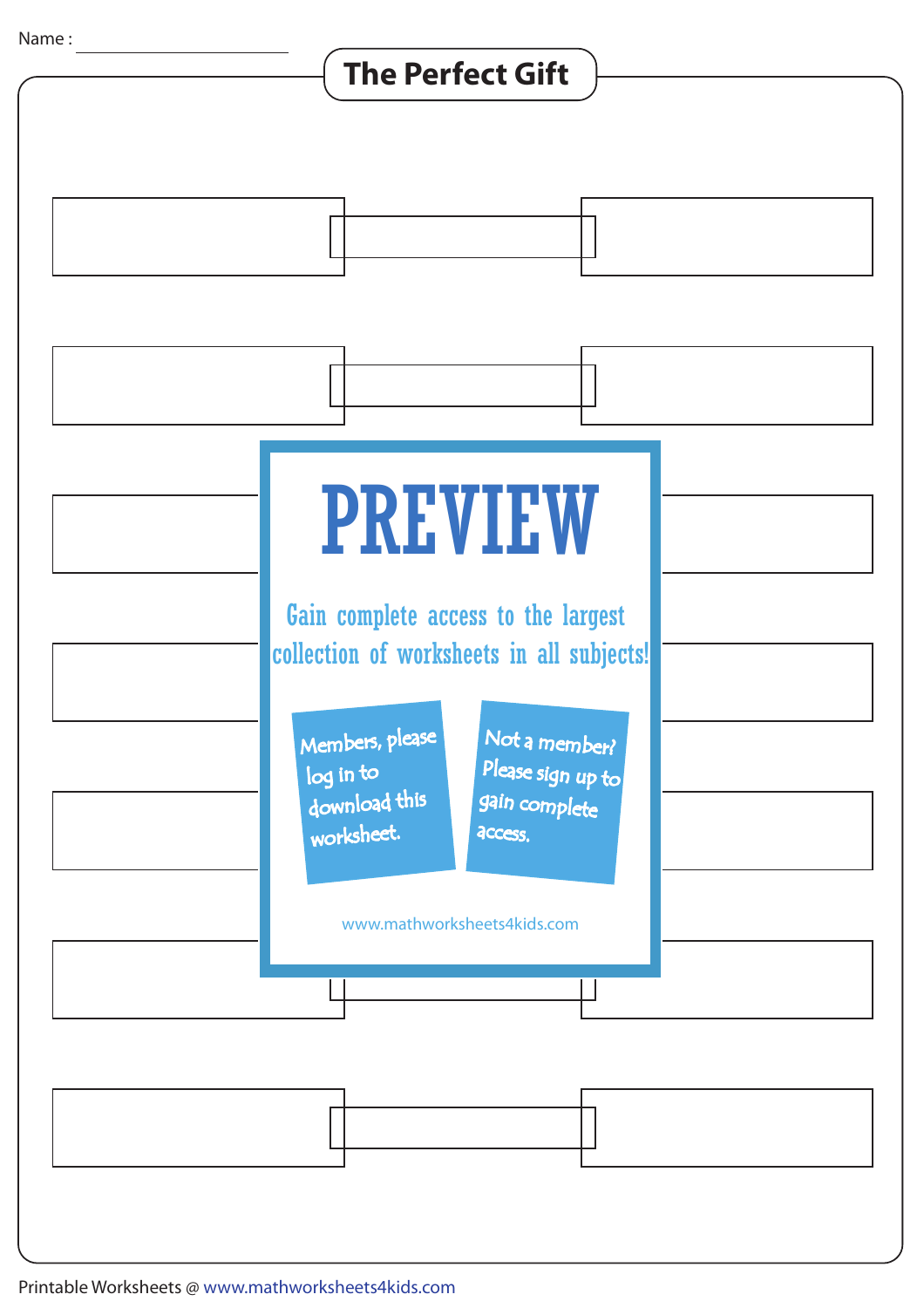Name :

# The Perfect Gift

PREVIEW

Gain complete access to the largest collection of worksheets in all subjects!

Members, please log in to download this worksheet.

Not a member? Please sign up to gain complete access.

www.mathworksheets4kids.com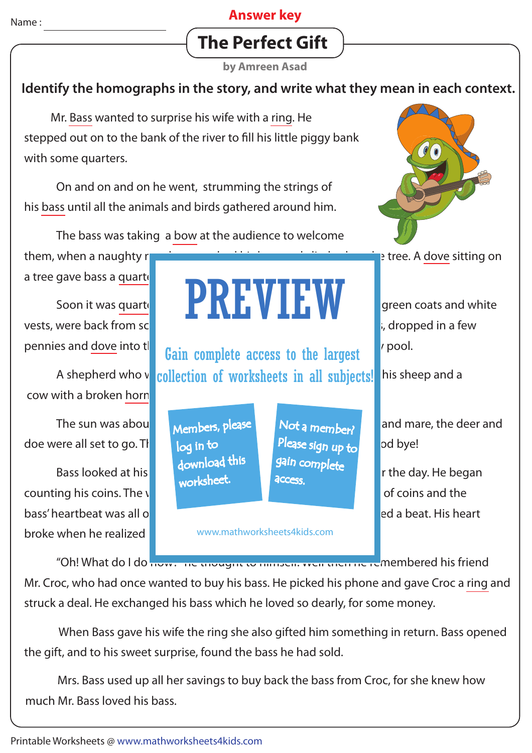Name : ____________________

**Answer key**

# The Perfect Gift

**by Amreen Asad**

**Identify the homographs in the story, and write what they mean in each context.**

Mr. Bass wanted to surprise his wife with a ring. He stepped out on to the bank of the river to fill his little piggy bank with some quarters.

On and on and on he went, strumming the strings of his bass until all the animals and birds gathered around him.

The bass was taking a bow at the audience to welcome them, when a naughty r e tree. A dove sitting on a tree gave bass a quart

Soon it was quart green coats and white vests, were back from sc , dropped in a few pennies and dove into t pool.

A shepherd who w his sheep and a cow with a broken horn

The sun was abou and mare, the deer and doe were all set to go. T od bye!

Bass looked at his r the day. He began counting his coins. The of coins and the bass' heartbeat was all o ed a beat. His heart broke when he realized

"Oh! What do I do remembered his friend Mr. Croc, who had once wanted to buy his bass. He picked his phone and gave Croc a ring and struck a deal. He exchanged his bass which he loved so dearly, for some money.

When Bass gave his wife the ring she also gifted him something in return. Bass opened the gift, and to his sweet surprise, found the bass he had sold.

Mrs. Bass used up all her savings to buy back the bass from Croc, for she knew how much Mr. Bass loved his bass.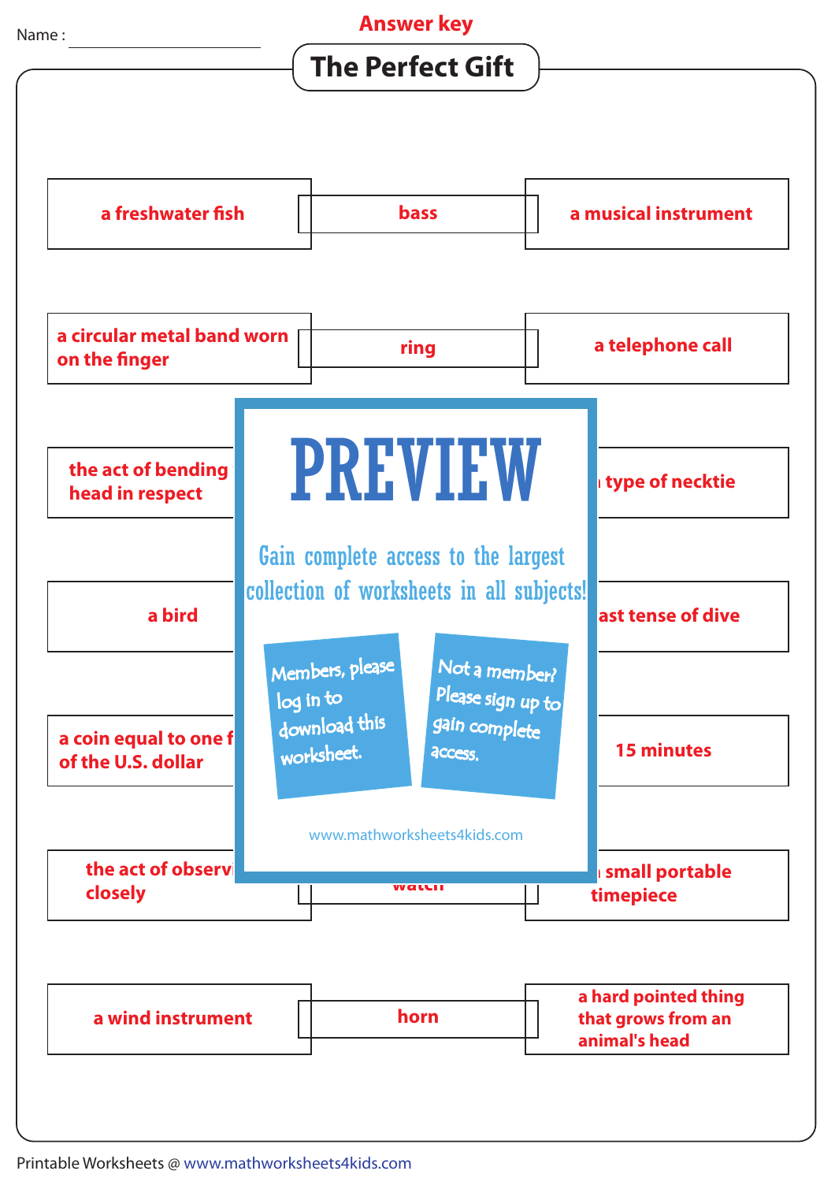Name : ____________________

**Answer key**

# The Perfect Gift

| | | |
|---|---|---|
| a freshwater fish | bass | a musical instrument |
| a circular metal band worn on the finger | ring | a telephone call |
| the act of bending head in respect | | type of necktie |
| a bird | | ast tense of dive |
| a coin equal to one f of the U.S. dollar | | 15 minutes |
| the act of observi closely | watch | small portable timepiece |
| a wind instrument | horn | a hard pointed thing that grows from an animal's head |

PREVIEW

Gain complete access to the largest collection of worksheets in all subjects!

Members, please log in to download this worksheet.

Not a member? Please sign up to gain complete access.

www.mathworksheets4kids.com

Printable Worksheets @ www.mathworksheets4kids.com